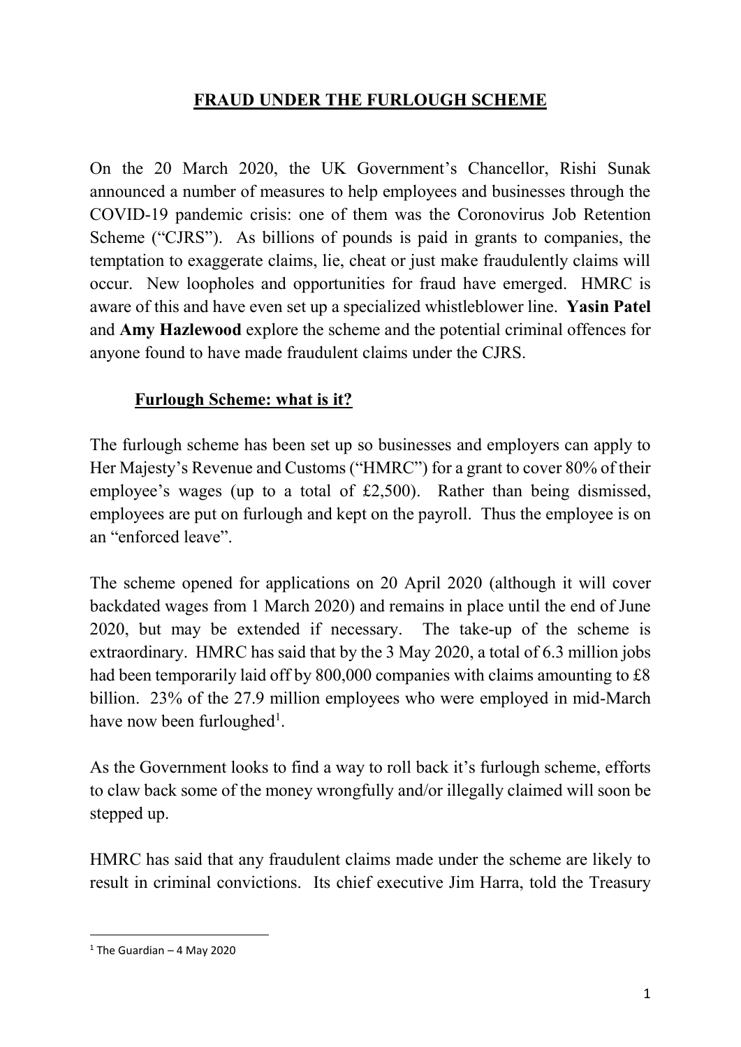# FRAUD UNDER THE FURLOUGH SCHEME

On the 20 March 2020, the UK Government's Chancellor, Rishi Sunak announced a number of measures to help employees and businesses through the COVID-19 pandemic crisis: one of them was the Coronovirus Job Retention Scheme ("CJRS"). As billions of pounds is paid in grants to companies, the temptation to exaggerate claims, lie, cheat or just make fraudulently claims will occur. New loopholes and opportunities for fraud have emerged. HMRC is aware of this and have even set up a specialized whistleblower line. **Yasin Patel** and **Amy Hazlewood** explore the scheme and the potential criminal offences for anyone found to have made fraudulent claims under the CJRS.

## Furlough Scheme: what is it?

The furlough scheme has been set up so businesses and employers can apply to Her Majesty's Revenue and Customs ("HMRC") for a grant to cover 80% of their employee's wages (up to a total of £2,500). Rather than being dismissed, employees are put on furlough and kept on the payroll. Thus the employee is on an "enforced leave".

The scheme opened for applications on 20 April 2020 (although it will cover backdated wages from 1 March 2020) and remains in place until the end of June 2020, but may be extended if necessary. The take-up of the scheme is extraordinary. HMRC has said that by the 3 May 2020, a total of 6.3 million jobs had been temporarily laid off by 800,000 companies with claims amounting to £8 billion. 23% of the 27.9 million employees who were employed in mid-March have now been furloughed[1].

As the Government looks to find a way to roll back it's furlough scheme, efforts to claw back some of the money wrongfully and/or illegally claimed will soon be stepped up.

HMRC has said that any fraudulent claims made under the scheme are likely to result in criminal convictions. Its chief executive Jim Harra, told the Treasury

---

[1] The Guardian – 4 May 2020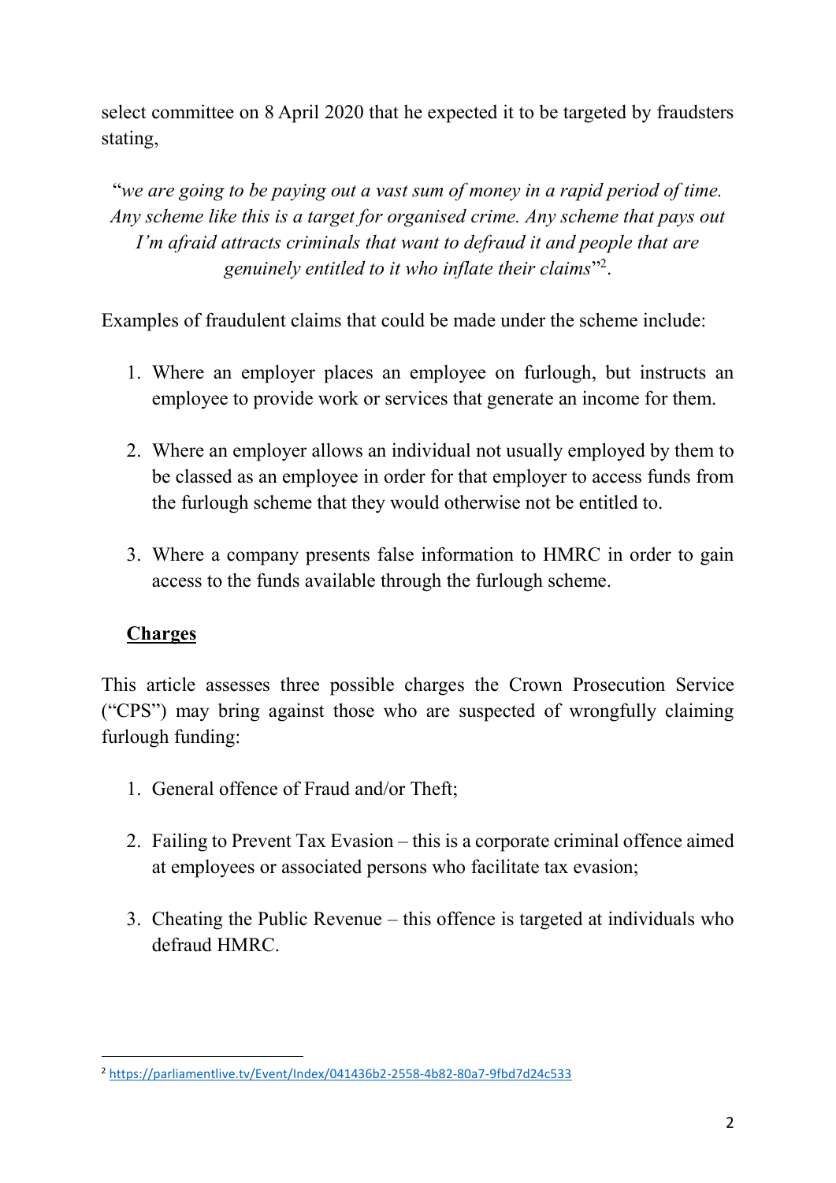select committee on 8 April 2020 that he expected it to be targeted by fraudsters stating,

> "*we are going to be paying out a vast sum of money in a rapid period of time. Any scheme like this is a target for organised crime. Any scheme that pays out I'm afraid attracts criminals that want to defraud it and people that are genuinely entitled to it who inflate their claims*"[2].

Examples of fraudulent claims that could be made under the scheme include:

1. Where an employer places an employee on furlough, but instructs an employee to provide work or services that generate an income for them.
2. Where an employer allows an individual not usually employed by them to be classed as an employee in order for that employer to access funds from the furlough scheme that they would otherwise not be entitled to.
3. Where a company presents false information to HMRC in order to gain access to the funds available through the furlough scheme.

## **Charges**

This article assesses three possible charges the Crown Prosecution Service ("CPS") may bring against those who are suspected of wrongfully claiming furlough funding:

1. General offence of Fraud and/or Theft;
2. Failing to Prevent Tax Evasion – this is a corporate criminal offence aimed at employees or associated persons who facilitate tax evasion;
3. Cheating the Public Revenue – this offence is targeted at individuals who defraud HMRC.

---

[2] https://parliamentlive.tv/Event/Index/041436b2-2558-4b82-80a7-9fbd7d24c533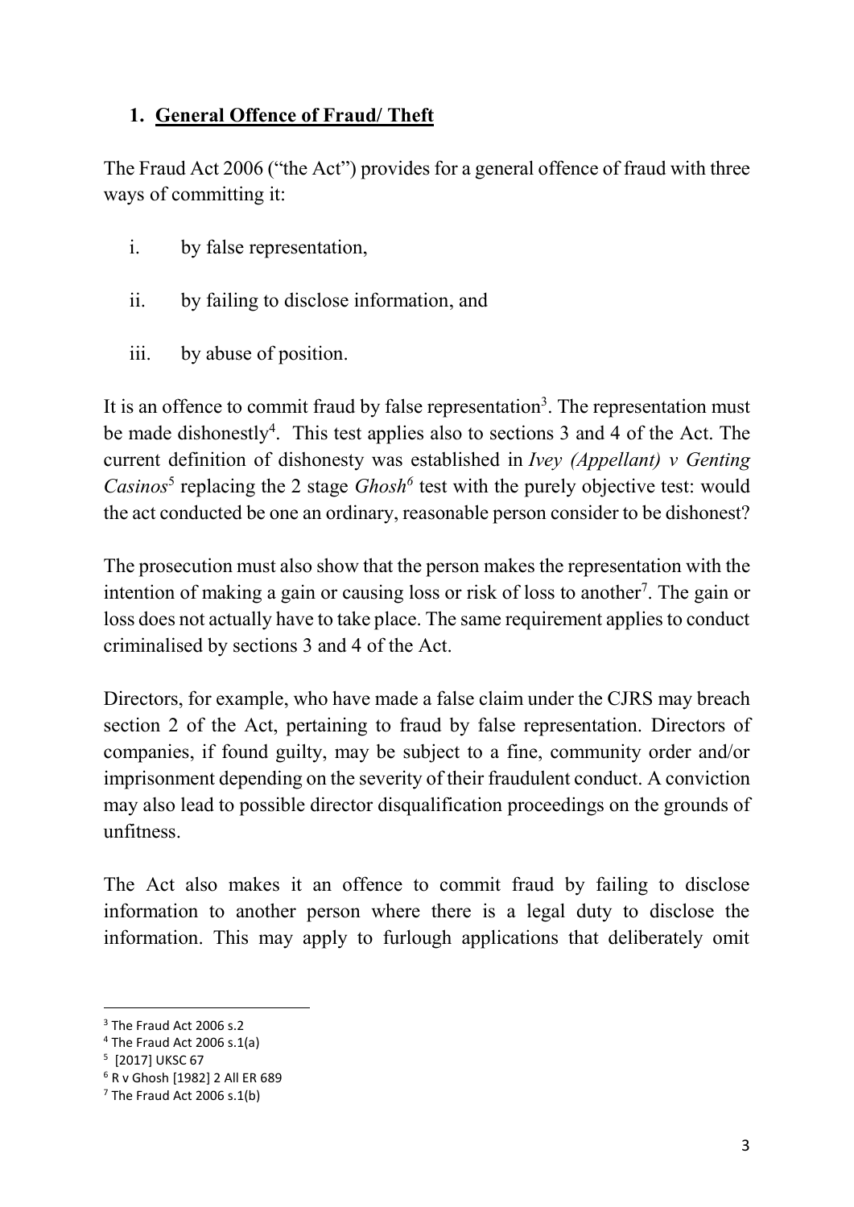## 1. General Offence of Fraud/ Theft

The Fraud Act 2006 ("the Act") provides for a general offence of fraud with three ways of committing it:

i. by false representation,

ii. by failing to disclose information, and

iii. by abuse of position.

It is an offence to commit fraud by false representation[3]. The representation must be made dishonestly[4]. This test applies also to sections 3 and 4 of the Act. The current definition of dishonesty was established in *Ivey (Appellant) v Genting Casinos*[5] replacing the 2 stage *Ghosh*[6] test with the purely objective test: would the act conducted be one an ordinary, reasonable person consider to be dishonest?

The prosecution must also show that the person makes the representation with the intention of making a gain or causing loss or risk of loss to another[7]. The gain or loss does not actually have to take place. The same requirement applies to conduct criminalised by sections 3 and 4 of the Act.

Directors, for example, who have made a false claim under the CJRS may breach section 2 of the Act, pertaining to fraud by false representation. Directors of companies, if found guilty, may be subject to a fine, community order and/or imprisonment depending on the severity of their fraudulent conduct. A conviction may also lead to possible director disqualification proceedings on the grounds of unfitness.

The Act also makes it an offence to commit fraud by failing to disclose information to another person where there is a legal duty to disclose the information. This may apply to furlough applications that deliberately omit

---

[3] The Fraud Act 2006 s.2

[4] The Fraud Act 2006 s.1(a)

[5] [2017] UKSC 67

[6] R v Ghosh [1982] 2 All ER 689

[7] The Fraud Act 2006 s.1(b)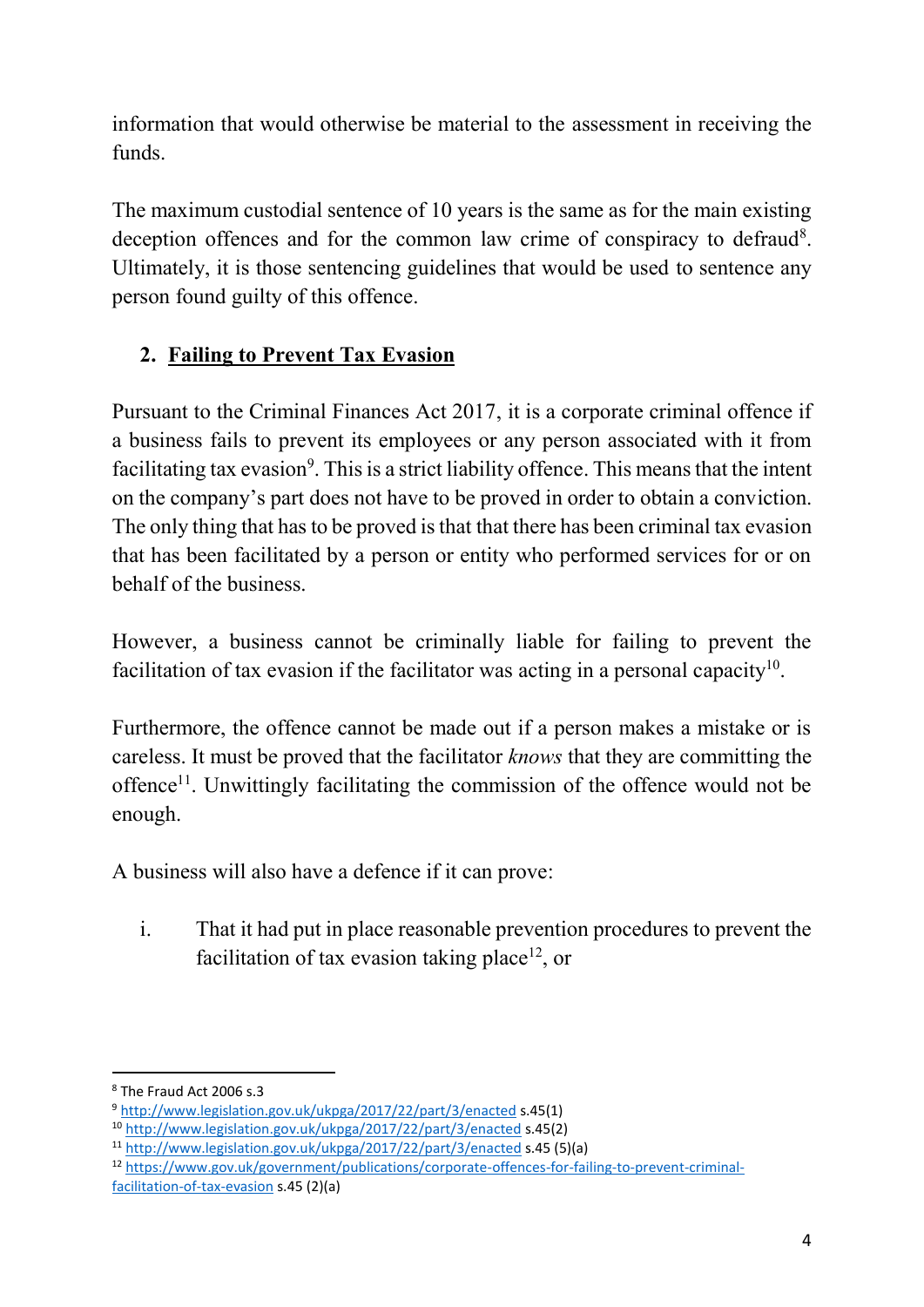information that would otherwise be material to the assessment in receiving the funds.

The maximum custodial sentence of 10 years is the same as for the main existing deception offences and for the common law crime of conspiracy to defraud[8]. Ultimately, it is those sentencing guidelines that would be used to sentence any person found guilty of this offence.

## 2. **Failing to Prevent Tax Evasion**

Pursuant to the Criminal Finances Act 2017, it is a corporate criminal offence if a business fails to prevent its employees or any person associated with it from facilitating tax evasion[9]. This is a strict liability offence. This means that the intent on the company's part does not have to be proved in order to obtain a conviction. The only thing that has to be proved is that that there has been criminal tax evasion that has been facilitated by a person or entity who performed services for or on behalf of the business.

However, a business cannot be criminally liable for failing to prevent the facilitation of tax evasion if the facilitator was acting in a personal capacity[10].

Furthermore, the offence cannot be made out if a person makes a mistake or is careless. It must be proved that the facilitator *knows* that they are committing the offence[11]. Unwittingly facilitating the commission of the offence would not be enough.

A business will also have a defence if it can prove:

i. That it had put in place reasonable prevention procedures to prevent the facilitation of tax evasion taking place[12], or

---

[8] The Fraud Act 2006 s.3

[9] http://www.legislation.gov.uk/ukpga/2017/22/part/3/enacted s.45(1)

[10] http://www.legislation.gov.uk/ukpga/2017/22/part/3/enacted s.45(2)

[11] http://www.legislation.gov.uk/ukpga/2017/22/part/3/enacted s.45 (5)(a)

[12] https://www.gov.uk/government/publications/corporate-offences-for-failing-to-prevent-criminal-facilitation-of-tax-evasion s.45 (2)(a)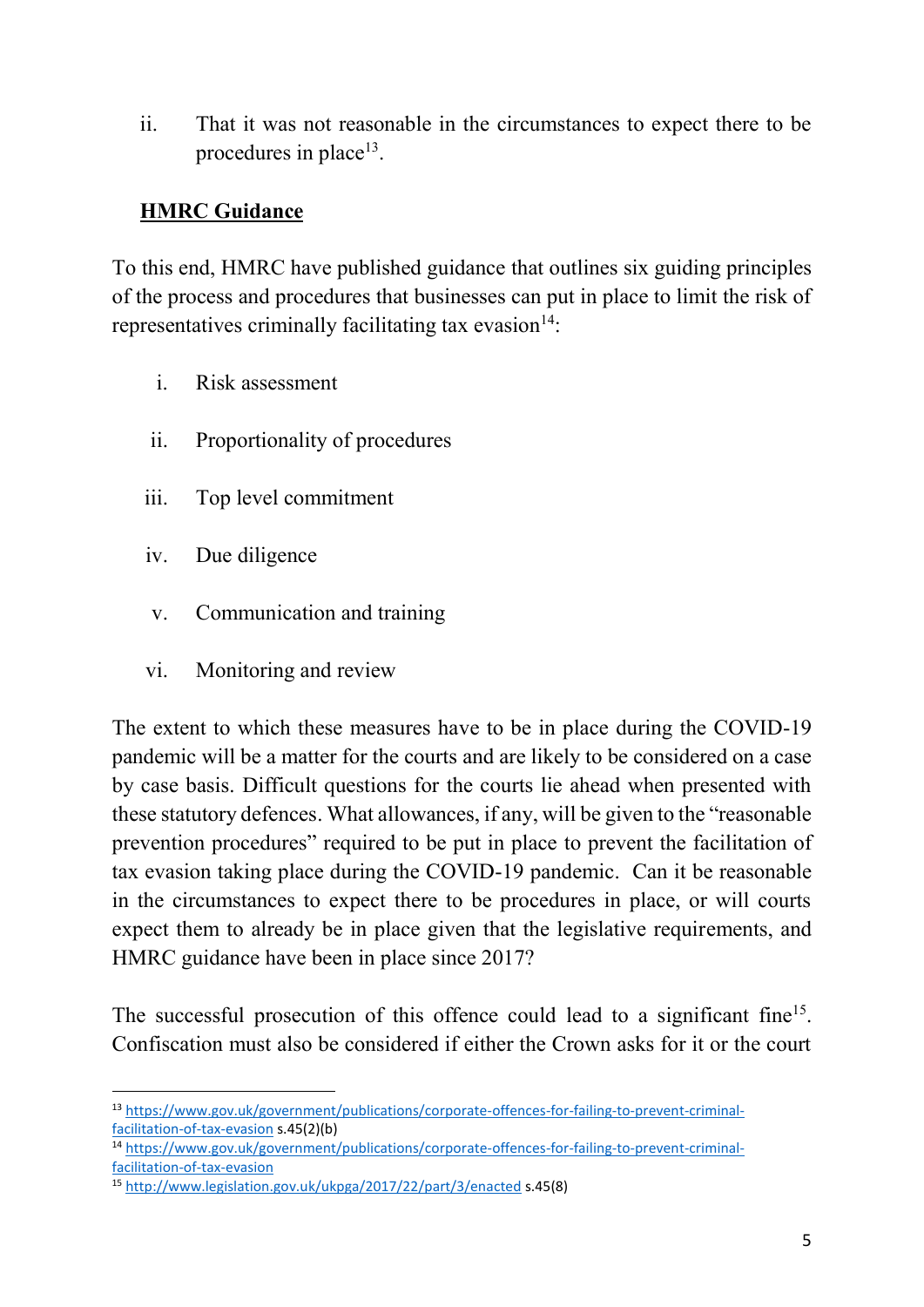ii. That it was not reasonable in the circumstances to expect there to be procedures in place[13].

**HMRC Guidance**

To this end, HMRC have published guidance that outlines six guiding principles of the process and procedures that businesses can put in place to limit the risk of representatives criminally facilitating tax evasion[14]:

i. Risk assessment

ii. Proportionality of procedures

iii. Top level commitment

iv. Due diligence

v. Communication and training

vi. Monitoring and review

The extent to which these measures have to be in place during the COVID-19 pandemic will be a matter for the courts and are likely to be considered on a case by case basis. Difficult questions for the courts lie ahead when presented with these statutory defences. What allowances, if any, will be given to the "reasonable prevention procedures" required to be put in place to prevent the facilitation of tax evasion taking place during the COVID-19 pandemic. Can it be reasonable in the circumstances to expect there to be procedures in place, or will courts expect them to already be in place given that the legislative requirements, and HMRC guidance have been in place since 2017?

The successful prosecution of this offence could lead to a significant fine[15]. Confiscation must also be considered if either the Crown asks for it or the court

---

[13] https://www.gov.uk/government/publications/corporate-offences-for-failing-to-prevent-criminal-facilitation-of-tax-evasion s.45(2)(b)

[14] https://www.gov.uk/government/publications/corporate-offences-for-failing-to-prevent-criminal-facilitation-of-tax-evasion

[15] http://www.legislation.gov.uk/ukpga/2017/22/part/3/enacted s.45(8)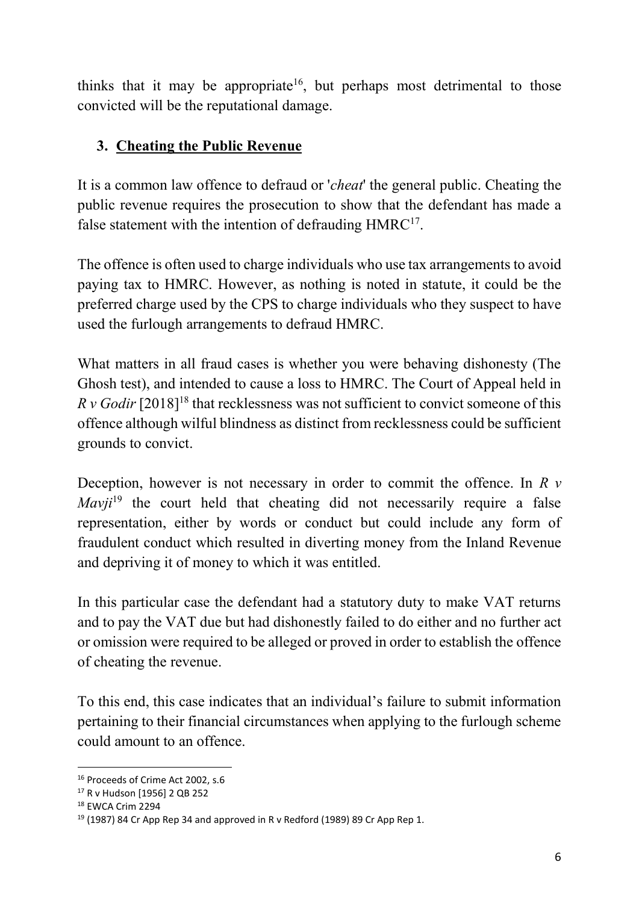thinks that it may be appropriate[16], but perhaps most detrimental to those convicted will be the reputational damage.

## 3. Cheating the Public Revenue

It is a common law offence to defraud or '*cheat*' the general public. Cheating the public revenue requires the prosecution to show that the defendant has made a false statement with the intention of defrauding HMRC[17].

The offence is often used to charge individuals who use tax arrangements to avoid paying tax to HMRC. However, as nothing is noted in statute, it could be the preferred charge used by the CPS to charge individuals who they suspect to have used the furlough arrangements to defraud HMRC.

What matters in all fraud cases is whether you were behaving dishonesty (The Ghosh test), and intended to cause a loss to HMRC. The Court of Appeal held in *R v Godir* [2018][18] that recklessness was not sufficient to convict someone of this offence although wilful blindness as distinct from recklessness could be sufficient grounds to convict.

Deception, however is not necessary in order to commit the offence. In *R v Mavji*[19] the court held that cheating did not necessarily require a false representation, either by words or conduct but could include any form of fraudulent conduct which resulted in diverting money from the Inland Revenue and depriving it of money to which it was entitled.

In this particular case the defendant had a statutory duty to make VAT returns and to pay the VAT due but had dishonestly failed to do either and no further act or omission were required to be alleged or proved in order to establish the offence of cheating the revenue.

To this end, this case indicates that an individual's failure to submit information pertaining to their financial circumstances when applying to the furlough scheme could amount to an offence.

---

[16] Proceeds of Crime Act 2002, s.6

[17] R v Hudson [1956] 2 QB 252

[18] EWCA Crim 2294

[19] (1987) 84 Cr App Rep 34 and approved in R v Redford (1989) 89 Cr App Rep 1.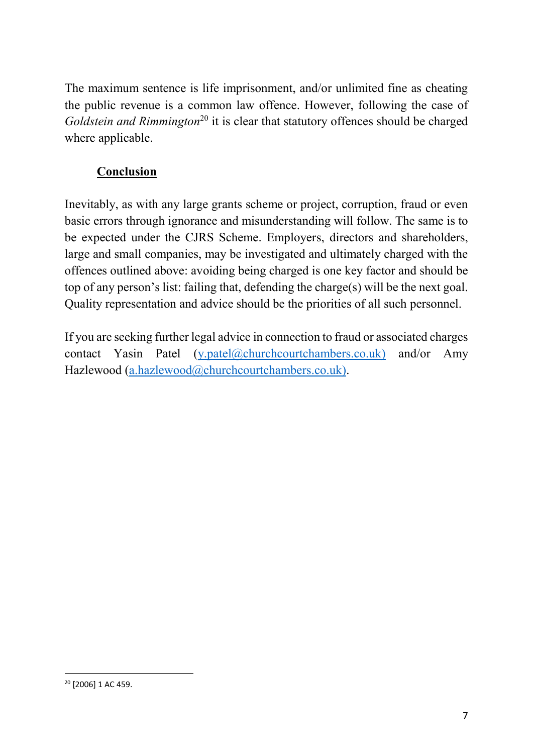The maximum sentence is life imprisonment, and/or unlimited fine as cheating the public revenue is a common law offence. However, following the case of *Goldstein and Rimmington*[20] it is clear that statutory offences should be charged where applicable.

## **Conclusion**

Inevitably, as with any large grants scheme or project, corruption, fraud or even basic errors through ignorance and misunderstanding will follow. The same is to be expected under the CJRS Scheme. Employers, directors and shareholders, large and small companies, may be investigated and ultimately charged with the offences outlined above: avoiding being charged is one key factor and should be top of any person's list: failing that, defending the charge(s) will be the next goal. Quality representation and advice should be the priorities of all such personnel.

If you are seeking further legal advice in connection to fraud or associated charges contact Yasin Patel (y.patel@churchcourtchambers.co.uk) and/or Amy Hazlewood (a.hazlewood@churchcourtchambers.co.uk).

---

[20] [2006] 1 AC 459.